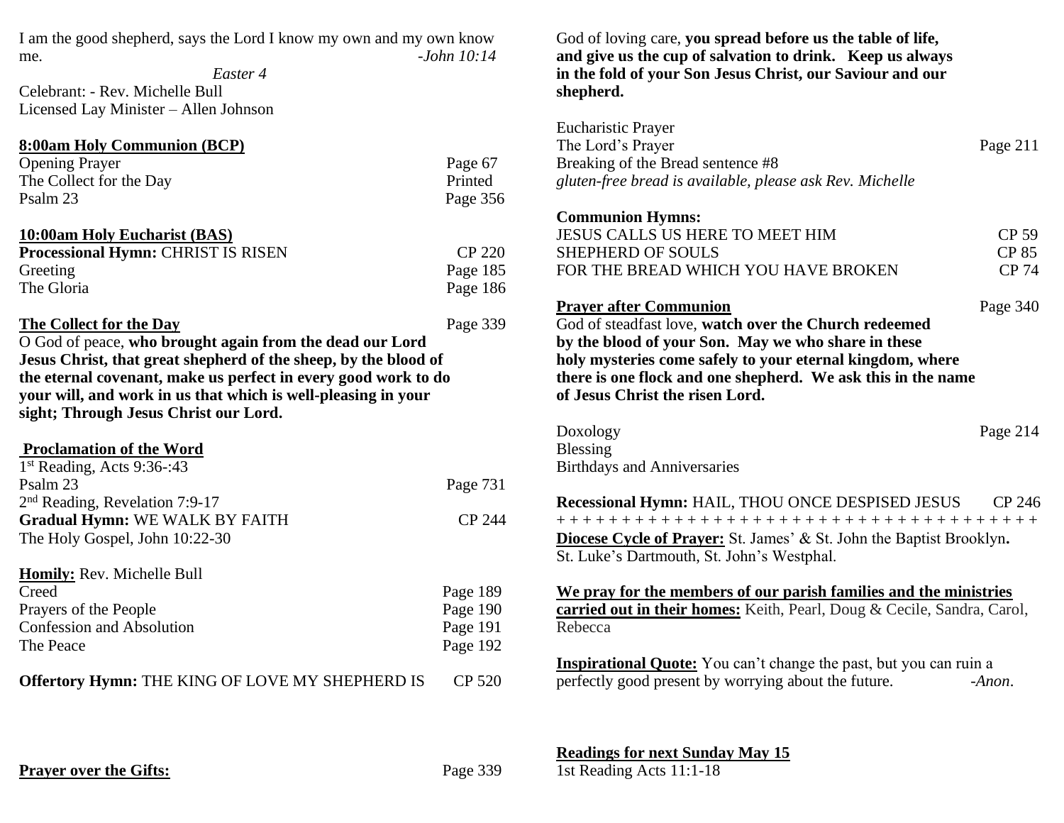I am the good shepherd, says the Lord I know my own and my own know me. *-John 10:14*

*Easter 4*

Celebrant: - Rev. Michelle Bull
Licensed Lay Minister – Allen Johnson

**8:00am Holy Communion (BCP)**

| | |
|---|---|
| Opening Prayer | Page 67 |
| The Collect for the Day | Printed |
| Psalm 23 | Page 356 |

**10:00am Holy Eucharist (BAS)**

| | |
|---|---|
| **Processional Hymn:** CHRIST IS RISEN | CP 220 |
| Greeting | Page 185 |
| The Gloria | Page 186 |

**The Collect for the Day** Page 339

O God of peace, **who brought again from the dead our Lord Jesus Christ, that great shepherd of the sheep, by the blood of the eternal covenant, make us perfect in every good work to do your will, and work in us that which is well-pleasing in your sight; Through Jesus Christ our Lord.**

**Proclamation of the Word**

| | |
|---|---|
| 1st Reading, Acts 9:36-:43 | |
| Psalm 23 | Page 731 |
| 2nd Reading, Revelation 7:9-17 | |
| **Gradual Hymn:** WE WALK BY FAITH | CP 244 |
| The Holy Gospel, John 10:22-30 | |

**Homily:** Rev. Michelle Bull

| | |
|---|---|
| Creed | Page 189 |
| Prayers of the People | Page 190 |
| Confession and Absolution | Page 191 |
| The Peace | Page 192 |

**Offertory Hymn:** THE KING OF LOVE MY SHEPHERD IS CP 520

**Prayer over the Gifts:** Page 339

God of loving care, **you spread before us the table of life, and give us the cup of salvation to drink. Keep us always in the fold of your Son Jesus Christ, our Saviour and our shepherd.**

| | |
|---|---|
| Eucharistic Prayer | |
| The Lord's Prayer | Page 211 |
| Breaking of the Bread sentence #8 | |

*gluten-free bread is available, please ask Rev. Michelle*

**Communion Hymns:**

| | |
|---|---|
| JESUS CALLS US HERE TO MEET HIM | CP 59 |
| SHEPHERD OF SOULS | CP 85 |
| FOR THE BREAD WHICH YOU HAVE BROKEN | CP 74 |

**Prayer after Communion** Page 340

God of steadfast love, **watch over the Church redeemed by the blood of your Son. May we who share in these holy mysteries come safely to your eternal kingdom, where there is one flock and one shepherd. We ask this in the name of Jesus Christ the risen Lord.**

| | |
|---|---|
| Doxology | Page 214 |
| Blessing | |
| Birthdays and Anniversaries | |

**Recessional Hymn:** HAIL, THOU ONCE DESPISED JESUS CP 246

+ + + + + + + + + + + + + + + + + + + + + + + + + + + + + + + + + + + + + + +

**Diocese Cycle of Prayer:** St. James' & St. John the Baptist Brooklyn**.** St. Luke's Dartmouth, St. John's Westphal.

**We pray for the members of our parish families and the ministries carried out in their homes:** Keith, Pearl, Doug & Cecile, Sandra, Carol, Rebecca

**Inspirational Quote:** You can't change the past, but you can ruin a perfectly good present by worrying about the future. *-Anon*.

**Readings for next Sunday May 15**

1st Reading Acts 11:1-18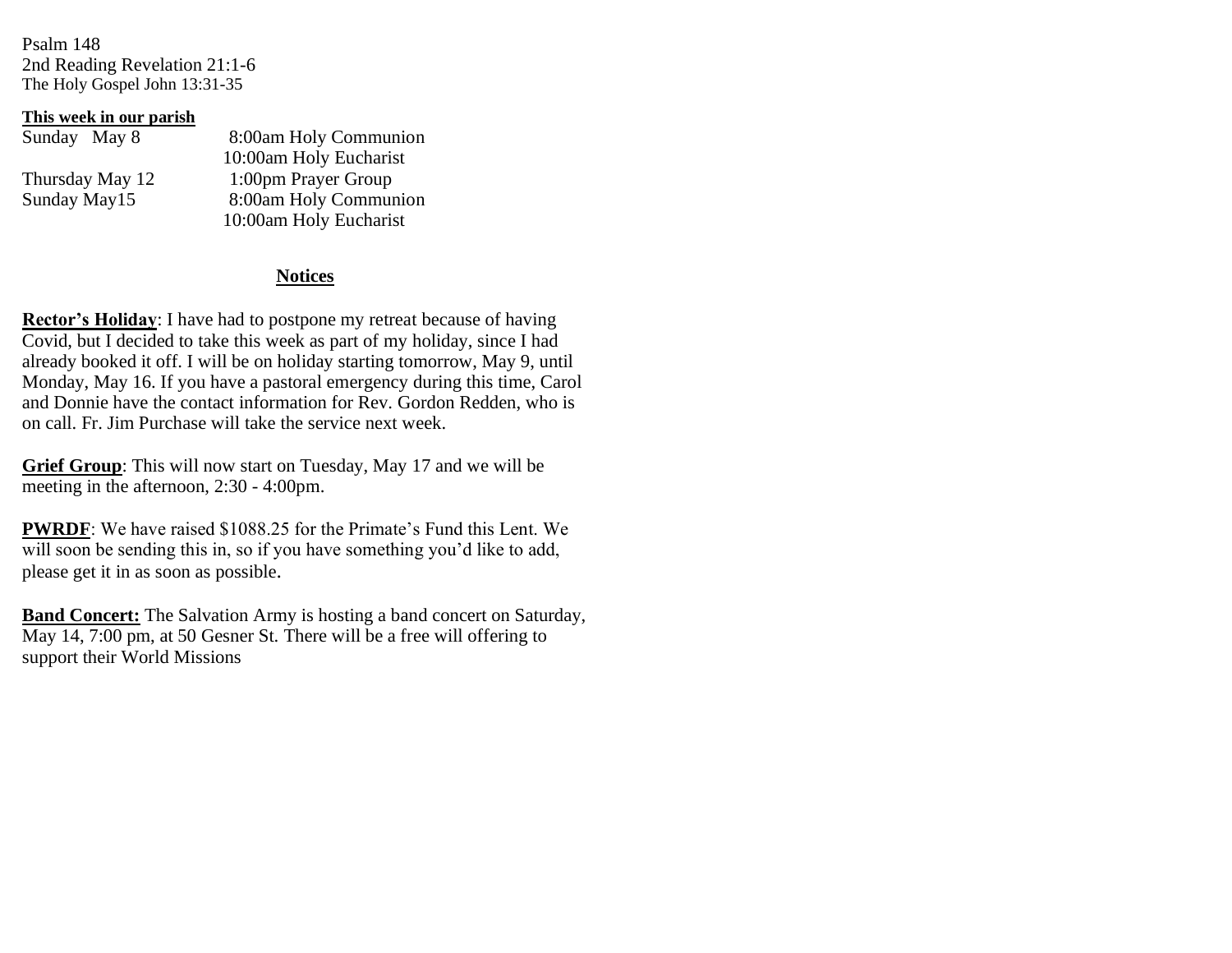Psalm 148
2nd Reading Revelation 21:1-6
The Holy Gospel John 13:31-35

**This week in our parish**

| | |
|---|---|
| Sunday May 8 | 8:00am Holy Communion |
| | 10:00am Holy Eucharist |
| Thursday May 12 | 1:00pm Prayer Group |
| Sunday May15 | 8:00am Holy Communion |
| | 10:00am Holy Eucharist |

## Notices

**Rector's Holiday**: I have had to postpone my retreat because of having Covid, but I decided to take this week as part of my holiday, since I had already booked it off. I will be on holiday starting tomorrow, May 9, until Monday, May 16. If you have a pastoral emergency during this time, Carol and Donnie have the contact information for Rev. Gordon Redden, who is on call. Fr. Jim Purchase will take the service next week.

**Grief Group**: This will now start on Tuesday, May 17 and we will be meeting in the afternoon, 2:30 - 4:00pm.

**PWRDF**: We have raised $1088.25 for the Primate's Fund this Lent. We will soon be sending this in, so if you have something you'd like to add, please get it in as soon as possible.

**Band Concert:** The Salvation Army is hosting a band concert on Saturday, May 14, 7:00 pm, at 50 Gesner St. There will be a free will offering to support their World Missions